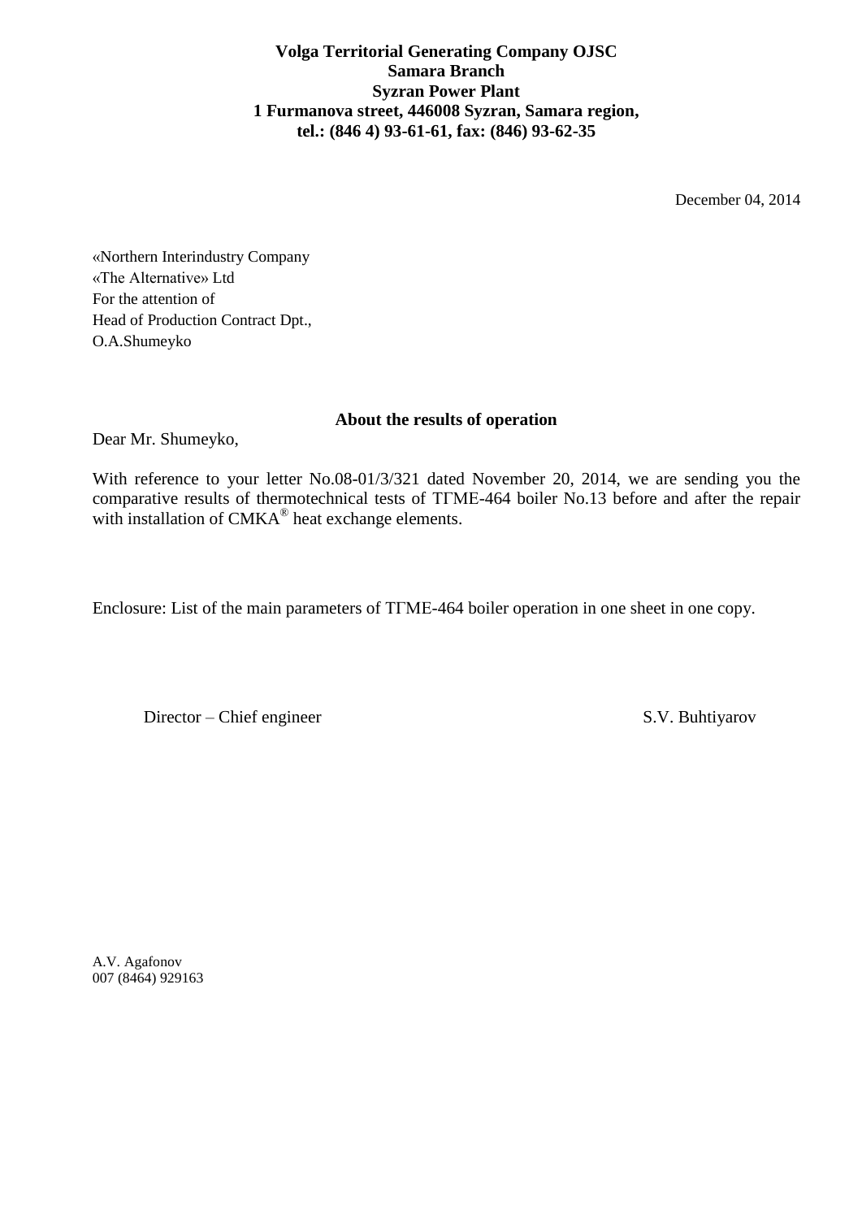**Volga Territorial Generating Company OJSC**
**Samara Branch**
**Syzran Power Plant**
**1 Furmanova street, 446008 Syzran, Samara region,**
**tel.: (846 4) 93-61-61, fax: (846) 93-62-35**

December 04, 2014

«Northern Interindustry Company
«The Alternative» Ltd
For the attention of
Head of Production Contract Dpt.,
O.A.Shumeyko

**About the results of operation**

Dear Mr. Shumeyko,

With reference to your letter No.08-01/3/321 dated November 20, 2014, we are sending you the comparative results of thermotechnical tests of ТГМЕ-464 boiler No.13 before and after the repair with installation of СМКА® heat exchange elements.

Enclosure: List of the main parameters of ТГМЕ-464 boiler operation in one sheet in one copy.

Director – Chief engineer S.V. Buhtiyarov

A.V. Agafonov
007 (8464) 929163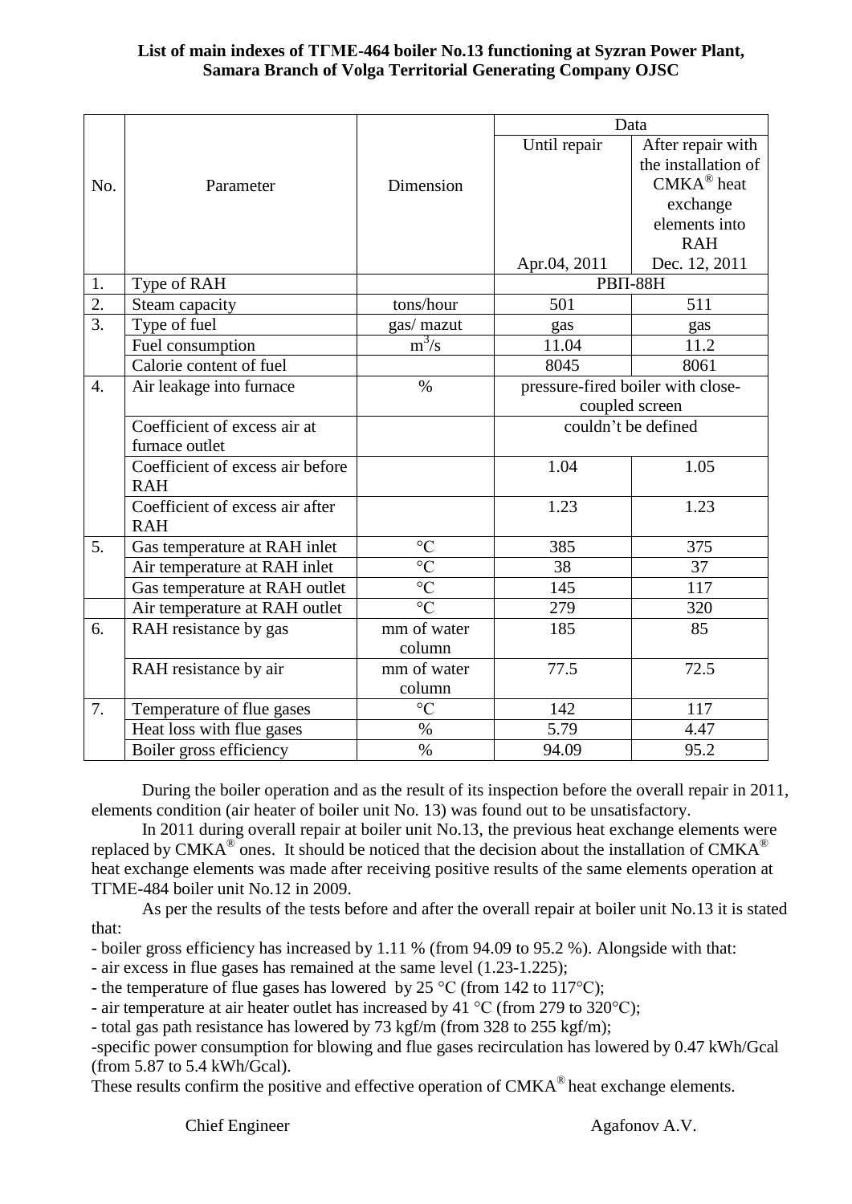**List of main indexes of ТГМЕ-464 boiler No.13 functioning at Syzran Power Plant, Samara Branch of Volga Territorial Generating Company OJSC**

| No. | Parameter | Dimension | Data | |
|---|---|---|---|---|
| | | | Until repair Apr.04, 2011 | After repair with the installation of СМКА® heat exchange elements into RAH Dec. 12, 2011 |
| 1. | Type of RAH | | РВП-88Н | |
| 2. | Steam capacity | tons/hour | 501 | 511 |
| 3. | Type of fuel | gas/ mazut | gas | gas |
| | Fuel consumption | $m^3/s$ | 11.04 | 11.2 |
| | Calorie content of fuel | | 8045 | 8061 |
| 4. | Air leakage into furnace | % | pressure-fired boiler with close-coupled screen | |
| | Coefficient of excess air at furnace outlet | | couldn't be defined | |
| | Coefficient of excess air before RAH | | 1.04 | 1.05 |
| | Coefficient of excess air after RAH | | 1.23 | 1.23 |
| 5. | Gas temperature at RAH inlet | °C | 385 | 375 |
| | Air temperature at RAH inlet | °C | 38 | 37 |
| | Gas temperature at RAH outlet | °C | 145 | 117 |
| | Air temperature at RAH outlet | °C | 279 | 320 |
| 6. | RAH resistance by gas | mm of water column | 185 | 85 |
| | RAH resistance by air | mm of water column | 77.5 | 72.5 |
| 7. | Temperature of flue gases | °C | 142 | 117 |
| | Heat loss with flue gases | % | 5.79 | 4.47 |
| | Boiler gross efficiency | % | 94.09 | 95.2 |

During the boiler operation and as the result of its inspection before the overall repair in 2011, elements condition (air heater of boiler unit No. 13) was found out to be unsatisfactory.

In 2011 during overall repair at boiler unit No.13, the previous heat exchange elements were replaced by СМКА® ones. It should be noticed that the decision about the installation of СМКА® heat exchange elements was made after receiving positive results of the same elements operation at ТГМЕ-484 boiler unit No.12 in 2009.

As per the results of the tests before and after the overall repair at boiler unit No.13 it is stated that:

- boiler gross efficiency has increased by 1.11 % (from 94.09 to 95.2 %). Alongside with that:
- air excess in flue gases has remained at the same level (1.23-1.225);
- the temperature of flue gases has lowered by 25 °C (from 142 to 117°C);
- air temperature at air heater outlet has increased by 41 °C (from 279 to 320°C);
- total gas path resistance has lowered by 73 kgf/m (from 328 to 255 kgf/m);
- specific power consumption for blowing and flue gases recirculation has lowered by 0.47 kWh/Gcal (from 5.87 to 5.4 kWh/Gcal).

These results confirm the positive and effective operation of СМКА® heat exchange elements.

Chief Engineer Agafonov A.V.